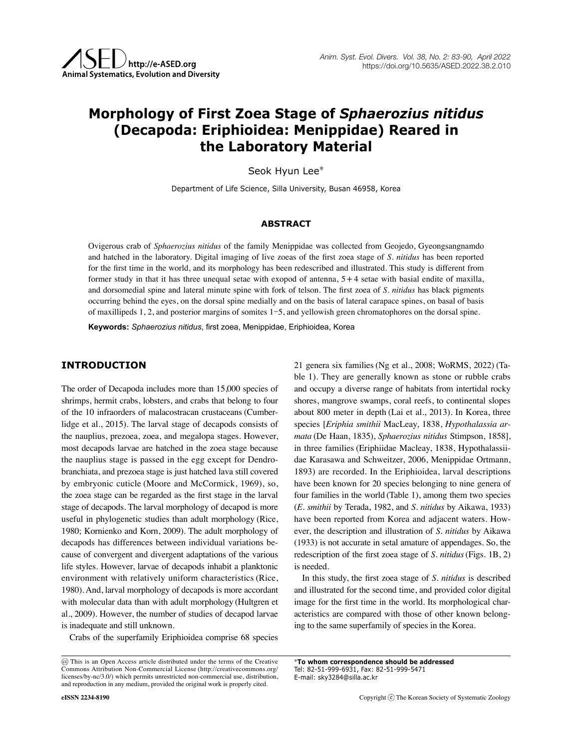# Morphology of First Zoea Stage of *Sphaerozius nitidus* (Decapoda: Eriphioidea: Menippidae) Reared in the Laboratory Material

Seok Hyun Lee*

Department of Life Science, Silla University, Busan 46958, Korea

## ABSTRACT

Ovigerous crab of *Sphaerozius nitidus* of the family Menippidae was collected from Geojedo, Gyeongsangnamdo and hatched in the laboratory. Digital imaging of live zoeas of the first zoea stage of *S. nitidus* has been reported for the first time in the world, and its morphology has been redescribed and illustrated. This study is different from former study in that it has three unequal setae with exopod of antenna, 5+4 setae with basial endite of maxilla, and dorsomedial spine and lateral minute spine with fork of telson. The first zoea of *S. nitidus* has black pigments occurring behind the eyes, on the dorsal spine medially and on the basis of lateral carapace spines, on basal of basis of maxillipeds 1, 2, and posterior margins of somites 1–5, and yellowish green chromatophores on the dorsal spine.

**Keywords:** *Sphaerozius nitidus*, first zoea, Menippidae, Eriphioidea, Korea

## INTRODUCTION

The order of Decapoda includes more than 15,000 species of shrimps, hermit crabs, lobsters, and crabs that belong to four of the 10 infraorders of malacostracan crustaceans (Cumberlidge et al., 2015). The larval stage of decapods consists of the nauplius, prezoea, zoea, and megalopa stages. However, most decapods larvae are hatched in the zoea stage because the nauplius stage is passed in the egg except for Dendrobranchiata, and prezoea stage is just hatched lava still covered by embryonic cuticle (Moore and McCormick, 1969), so, the zoea stage can be regarded as the first stage in the larval stage of decapods. The larval morphology of decapod is more useful in phylogenetic studies than adult morphology (Rice, 1980; Kornienko and Korn, 2009). The adult morphology of decapods has differences between individual variations because of convergent and divergent adaptations of the various life styles. However, larvae of decapods inhabit a planktonic environment with relatively uniform characteristics (Rice, 1980). And, larval morphology of decapods is more accordant with molecular data than with adult morphology (Hultgren et al., 2009). However, the number of studies of decapod larvae is inadequate and still unknown.

Crabs of the superfamily Eriphioidea comprise 68 species 21 genera six families (Ng et al., 2008; WoRMS, 2022) (Table 1). They are generally known as stone or rubble crabs and occupy a diverse range of habitats from intertidal rocky shores, mangrove swamps, coral reefs, to continental slopes about 800 meter in depth (Lai et al., 2013). In Korea, three species [*Eriphia smithii* MacLeay, 1838, *Hypothalassia armata* (De Haan, 1835), *Sphaerozius nitidus* Stimpson, 1858], in three families (Eriphiidae Macleay, 1838, Hypothalassiidae Karasawa and Schweitzer, 2006, Menippidae Ortmann, 1893) are recorded. In the Eriphioidea, larval descriptions have been known for 20 species belonging to nine genera of four families in the world (Table 1), among them two species (*E. smithii* by Terada, 1982, and *S. nitidus* by Aikawa, 1933) have been reported from Korea and adjacent waters. However, the description and illustration of *S. nitidus* by Aikawa (1933) is not accurate in setal amature of appendages. So, the redescription of the first zoea stage of *S. nitidus* (Figs. 1B, 2) is needed.

In this study, the first zoea stage of *S. nitidus* is described and illustrated for the second time, and provided color digital image for the first time in the world. Its morphological characteristics are compared with those of other known belonging to the same superfamily of species in the Korea.

This is an Open Access article distributed under the terms of the Creative Commons Attribution Non-Commercial License (http://creativecommons.org/licenses/by-nc/3.0/) which permits unrestricted non-commercial use, distribution, and reproduction in any medium, provided the original work is properly cited.

*To whom correspondence should be addressed
Tel: 82-51-999-6931, Fax: 82-51-999-5471
E-mail: sky3284@silla.ac.kr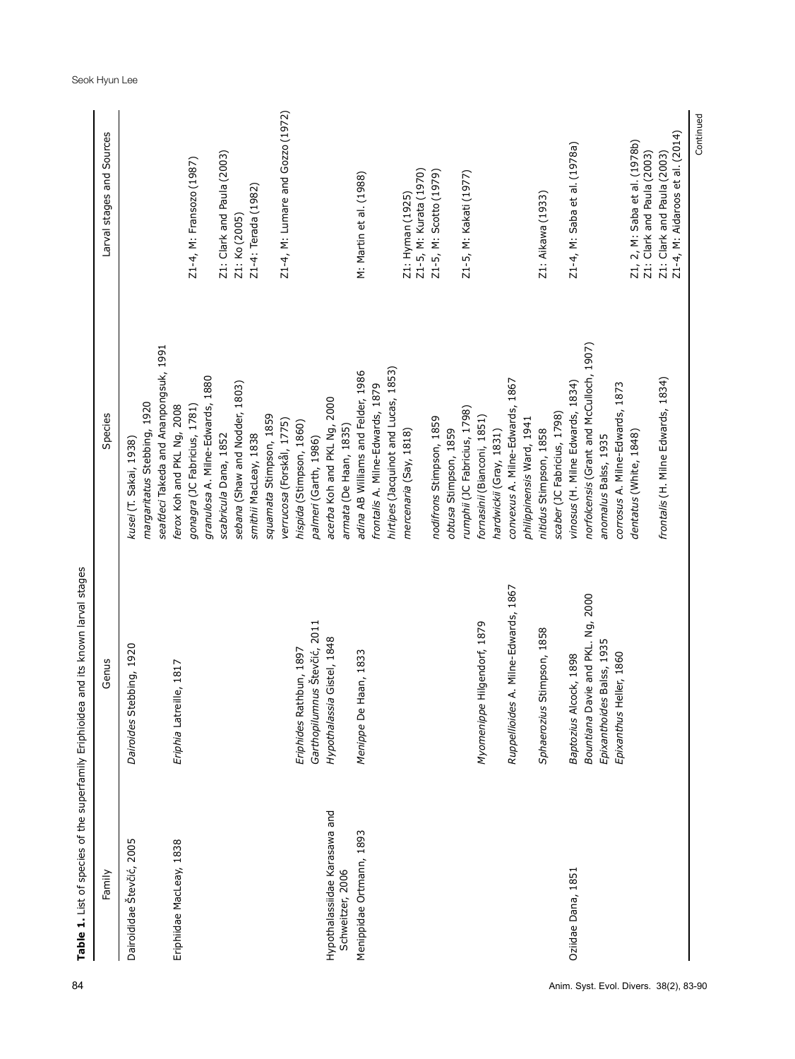**Table 1.** List of species of the superfamily Eriphioidea and its known larval stages

| Family | Genus | Species | Larval stages and Sources |
|---|---|---|---|
| Dairoididae Števčić, 2005 | *Dairoides* Stebbing, 1920 | *kusei* (T. Sakai, 1938) | |
| | | *margaritatus* Stebbing, 1920 | |
| | | *seafdeci* Takeda and Ananpongsuk, 1991 | |
| Eriphiidae MacLeay, 1838 | *Eriphia* Latreille, 1817 | *ferox* Koh and PKL Ng, 2008 | |
| | | *gonagra* (JC Fabricius, 1781) | Z1-4, M: Fransozo (1987) |
| | | *granulosa* A. Milne-Edwards, 1880 | |
| | | *scabricula* Dana, 1852 | Z1: Clark and Paula (2003) |
| | | *sebana* (Shaw and Nodder, 1803) | Z1: Ko (2005) |
| | | *smithii* MacLeay, 1838 | Z1-4: Terada (1982) |
| | | *squamata* Stimpson, 1859 | |
| | | *verrucosa* (Forskål, 1775) | Z1-4, M: Lumare and Gozzo (1972) |
| | *Eriphides* Rathbun, 1897 | *hispida* (Stimpson, 1860) | |
| | *Garthopilumnus* Števčić, 2011 | *palmeri* (Garth, 1986) | |
| Hypothalassiidae Karasawa and Schweitzer, 2006 | *Hypothalassia* Gistel, 1848 | *acerba* Koh and PKL Ng, 2000 | |
| | | *armata* (De Haan, 1835) | |
| Menippidae Ortmann, 1893 | *Menippe* De Haan, 1833 | *adina* AB Williams and Felder, 1986 | M: Martin et al. (1988) |
| | | *frontalis* A. Milne-Edwards, 1879 | |
| | | *hirtipes* (Jacquinot and Lucas, 1853) | |
| | | *mercenaria* (Say, 1818) | Z1: Hyman (1925) |
| | | | Z1-5, M: Kurata (1970) |
| | | | Z1-5, M: Scotto (1979) |
| | | *nodifrons* Stimpson, 1859 | |
| | | *obtusa* Stimpson, 1859 | |
| | | *rumphii* (JC Fabricius, 1798) | Z1-5, M: Kakati (1977) |
| | *Myomenippe* Hilgendorf, 1879 | *fornasinii* (Bianconi, 1851) | |
| | | *hardwickii* (Gray, 1831) | |
| | *Ruppellioides* A. Milne-Edwards, 1867 | *convexus* A. Milne-Edwards, 1867 | |
| | | *philippinensis* Ward, 1941 | |
| | *Sphaerozius* Stimpson, 1858 | *nitidus* Stimpson, 1858 | Z1: Aikawa (1933) |
| | | *scaber* (JC Fabricius, 1798) | |
| Oziidae Dana, 1851 | *Baptozius* Alcock, 1898 | *vinosus* (H. Milne Edwards, 1834) | Z1-4, M: Saba et al. (1978a) |
| | *Bountiana* Davie and PKL. Ng, 2000 | *norfolcensis* (Grant and McCulloch, 1907) | |
| | *Epixanthoides* Balss, 1935 | *anomalus* Balss, 1935 | |
| | *Epixanthus* Heller, 1860 | *corrosus* A. Milne-Edwards, 1873 | |
| | | *dentatus* (White, 1848) | Z1, 2, M: Saba et al. (1978b) |
| | | | Z1: Clark and Paula (2003) |
| | | *frontalis* (H. Milne Edwards, 1834) | Z1: Clark and Paula (2003) |
| | | | Z1-4, M: Aidaroos et al. (2014) |

Continued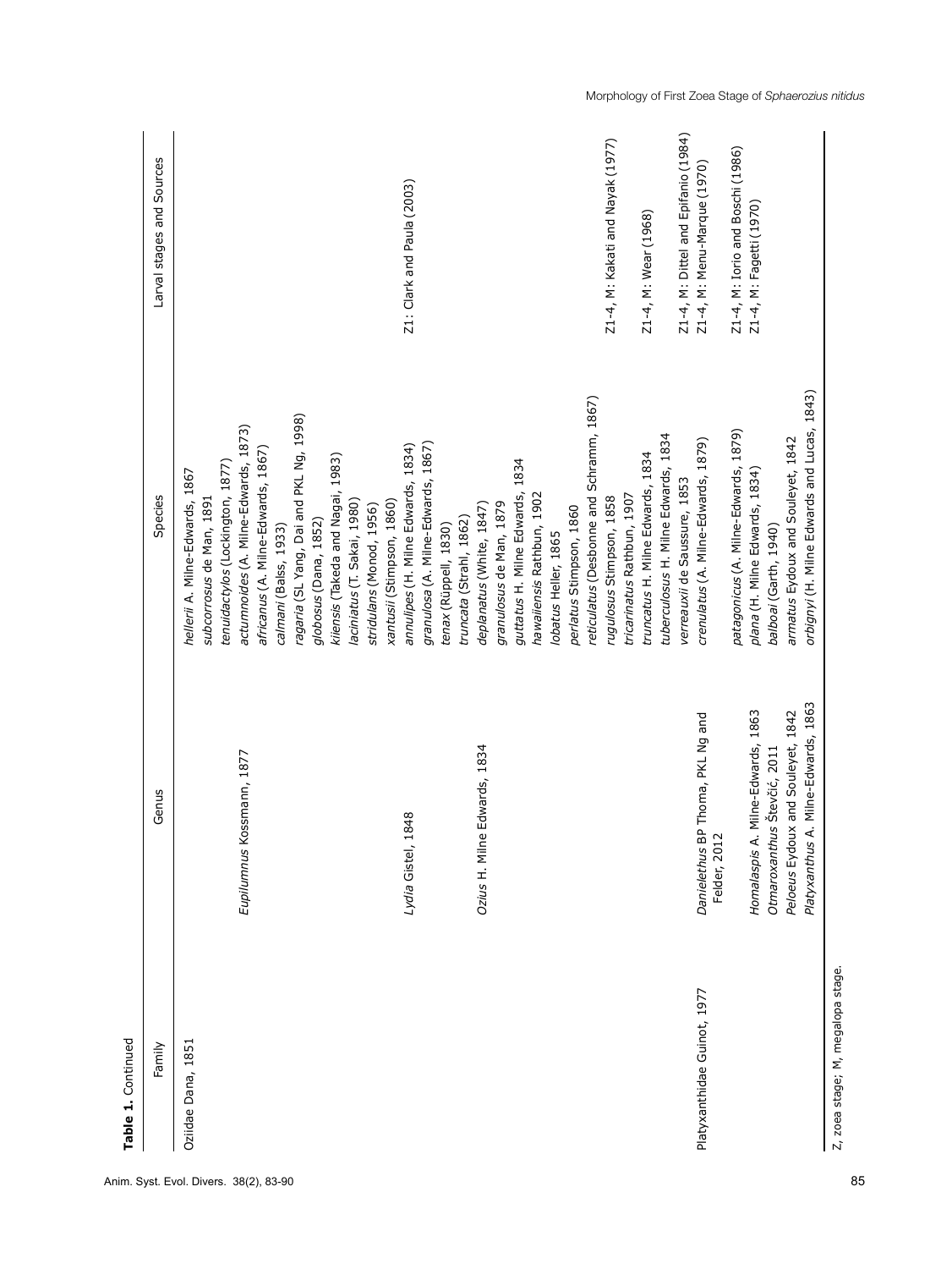**Table 1.** Continued

| Family | Genus | Species | Larval stages and Sources |
|---|---|---|---|
| Oziidae Dana, 1851 | | *hellerii* A. Milne-Edwards, 1867 | |
| | | *subcorrosus* de Man, 1891 | |
| | | *tenuidactylos* (Lockington, 1877) | |
| | *Eupilumnus* Kossmann, 1877 | *actumnoides* (A. Milne-Edwards, 1873) | |
| | | *africanus* (A. Milne-Edwards, 1867) | |
| | | *calmani* (Balss, 1933) | |
| | | *ragaria* (SL Yang, Dai and PKL Ng, 1998) | |
| | | *globosus* (Dana, 1852) | |
| | | *kiiensis* (Takeda and Nagai, 1983) | |
| | | *laciniatus* (T. Sakai, 1980) | |
| | | *stridulans* (Monod, 1956) | |
| | | *xantusii* (Stimpson, 1860) | |
| | *Lydia* Gistel, 1848 | *annulipes* (H. Milne Edwards, 1834) | Z1: Clark and Paula (2003) |
| | | *granulosa* (A. Milne-Edwards, 1867) | |
| | | *tenax* (Rüppell, 1830) | |
| | | *truncata* (Strahl, 1862) | |
| | *Ozius* H. Milne Edwards, 1834 | *deplanatus* (White, 1847) | |
| | | *granulosus* de Man, 1879 | |
| | | *guttatus* H. Milne Edwards, 1834 | |
| | | *hawaiiensis* Rathbun, 1902 | |
| | | *lobatus* Heller, 1865 | |
| | | *perlatus* Stimpson, 1860 | |
| | | *reticulatus* (Desbonne and Schramm, 1867) | |
| | | *rugulosus* Stimpson, 1858 | Z1-4, M: Kakati and Nayak (1977) |
| | | *tricarinatus* Rathbun, 1907 | |
| | | *truncatus* H. Milne Edwards, 1834 | Z1-4, M: Wear (1968) |
| | | *tuberculosus* H. Milne Edwards, 1834 | |
| | | *verreauxii* de Saussure, 1853 | Z1-4, M: Dittel and Epifanio (1984) |
| Platyxanthidae Guinot, 1977 | *Danielethus* BP Thoma, PKL Ng and Felder, 2012 | *crenulatus* (A. Milne-Edwards, 1879) | Z1-4, M: Menu-Marque (1970) |
| | | *patagonicus* (A. Milne-Edwards, 1879) | Z1-4, M: Iorio and Boschi (1986) |
| | *Homalaspis* A. Milne-Edwards, 1863 | *plana* (H. Milne Edwards, 1834) | Z1-4, M: Fagetti (1970) |
| | *Otmaroxanthus* Števčić, 2011 | *balboai* (Garth, 1940) | |
| | *Peloeus* Eydoux and Souleyet, 1842 | *armatus* Eydoux and Souleyet, 1842 | |
| | *Platyxanthus* A. Milne-Edwards, 1863 | *orbignyi* (H. Milne Edwards and Lucas, 1843) | |

Z, zoea stage; M, megalopa stage.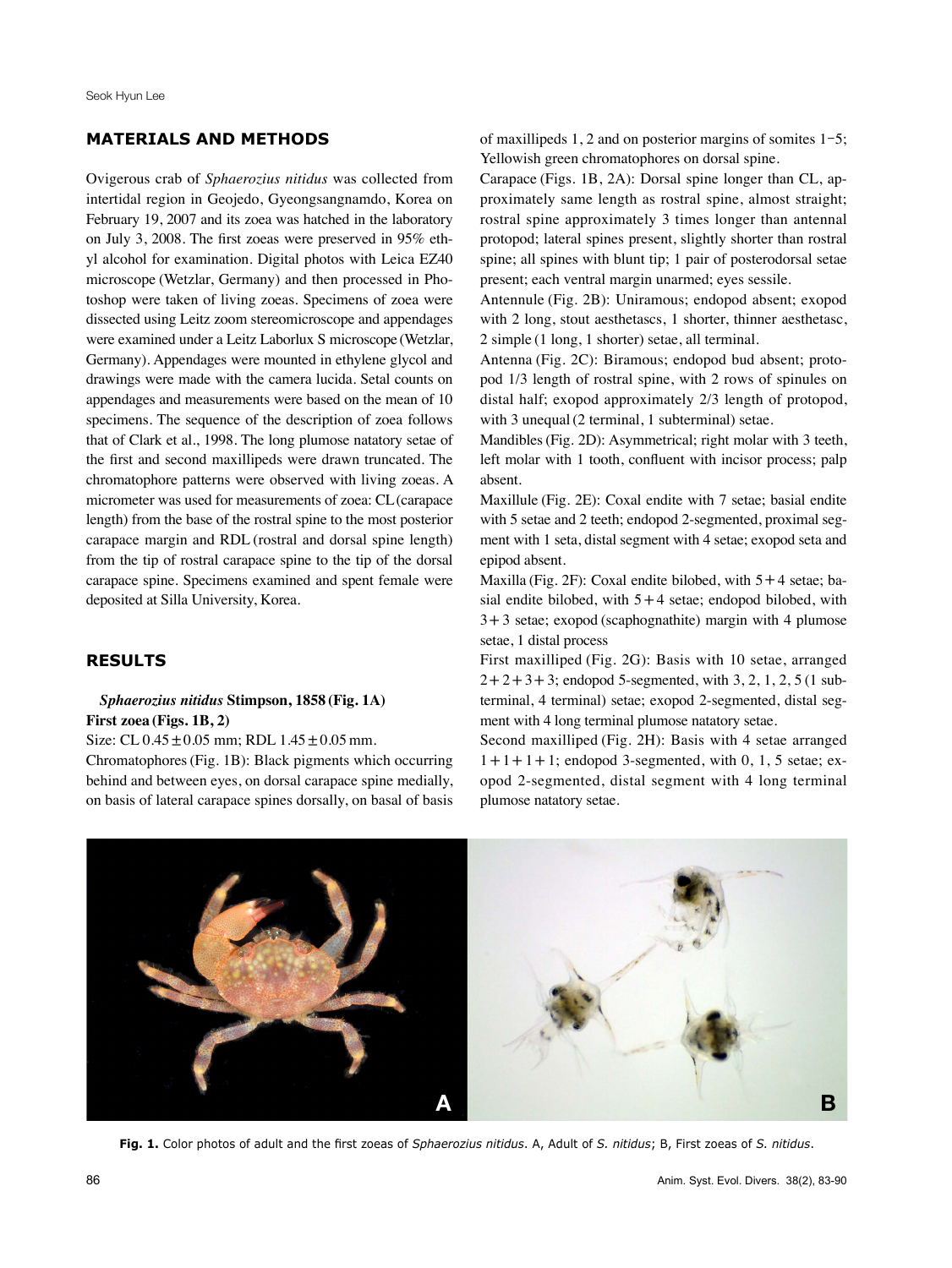## MATERIALS AND METHODS

Ovigerous crab of *Sphaerozius nitidus* was collected from intertidal region in Geojedo, Gyeongsangnamdo, Korea on February 19, 2007 and its zoea was hatched in the laboratory on July 3, 2008. The first zoeas were preserved in 95% ethyl alcohol for examination. Digital photos with Leica EZ40 microscope (Wetzlar, Germany) and then processed in Photoshop were taken of living zoeas. Specimens of zoea were dissected using Leitz zoom stereomicroscope and appendages were examined under a Leitz Laborlux S microscope (Wetzlar, Germany). Appendages were mounted in ethylene glycol and drawings were made with the camera lucida. Setal counts on appendages and measurements were based on the mean of 10 specimens. The sequence of the description of zoea follows that of Clark et al., 1998. The long plumose natatory setae of the first and second maxillipeds were drawn truncated. The chromatophore patterns were observed with living zoeas. A micrometer was used for measurements of zoea: CL (carapace length) from the base of the rostral spine to the most posterior carapace margin and RDL (rostral and dorsal spine length) from the tip of rostral carapace spine to the tip of the dorsal carapace spine. Specimens examined and spent female were deposited at Silla University, Korea.

## RESULTS

***Sphaerozius nitidus* Stimpson, 1858 (Fig. 1A)**

**First zoea (Figs. 1B, 2)**

Size: CL $0.45 \pm 0.05$ mm; RDL $1.45 \pm 0.05$ mm.

Chromatophores (Fig. 1B): Black pigments which occurring behind and between eyes, on dorsal carapace spine medially, on basis of lateral carapace spines dorsally, on basal of basis of maxillipeds 1, 2 and on posterior margins of somites 1–5; Yellowish green chromatophores on dorsal spine.

Carapace (Figs. 1B, 2A): Dorsal spine longer than CL, approximately same length as rostral spine, almost straight; rostral spine approximately 3 times longer than antennal protopod; lateral spines present, slightly shorter than rostral spine; all spines with blunt tip; 1 pair of posterodorsal setae present; each ventral margin unarmed; eyes sessile.

Antennule (Fig. 2B): Uniramous; endopod absent; exopod with 2 long, stout aesthetascs, 1 shorter, thinner aesthetasc, 2 simple (1 long, 1 shorter) setae, all terminal.

Antenna (Fig. 2C): Biramous; endopod bud absent; protopod 1/3 length of rostral spine, with 2 rows of spinules on distal half; exopod approximately 2/3 length of protopod, with 3 unequal (2 terminal, 1 subterminal) setae.

Mandibles (Fig. 2D): Asymmetrical; right molar with 3 teeth, left molar with 1 tooth, confluent with incisor process; palp absent.

Maxillule (Fig. 2E): Coxal endite with 7 setae; basial endite with 5 setae and 2 teeth; endopod 2-segmented, proximal segment with 1 seta, distal segment with 4 setae; exopod seta and epipod absent.

Maxilla (Fig. 2F): Coxal endite bilobed, with $5+4$ setae; basial endite bilobed, with $5+4$ setae; endopod bilobed, with $3+3$ setae; exopod (scaphognathite) margin with 4 plumose setae, 1 distal process

First maxilliped (Fig. 2G): Basis with 10 setae, arranged $2+2+3+3$; endopod 5-segmented, with 3, 2, 1, 2, 5 (1 subterminal, 4 terminal) setae; exopod 2-segmented, distal segment with 4 long terminal plumose natatory setae.

Second maxilliped (Fig. 2H): Basis with 4 setae arranged $1+1+1+1$; endopod 3-segmented, with 0, 1, 5 setae; exopod 2-segmented, distal segment with 4 long terminal plumose natatory setae.

**Fig. 1.** Color photos of adult and the first zoeas of *Sphaerozius nitidus*. A, Adult of *S. nitidus*; B, First zoeas of *S. nitidus*.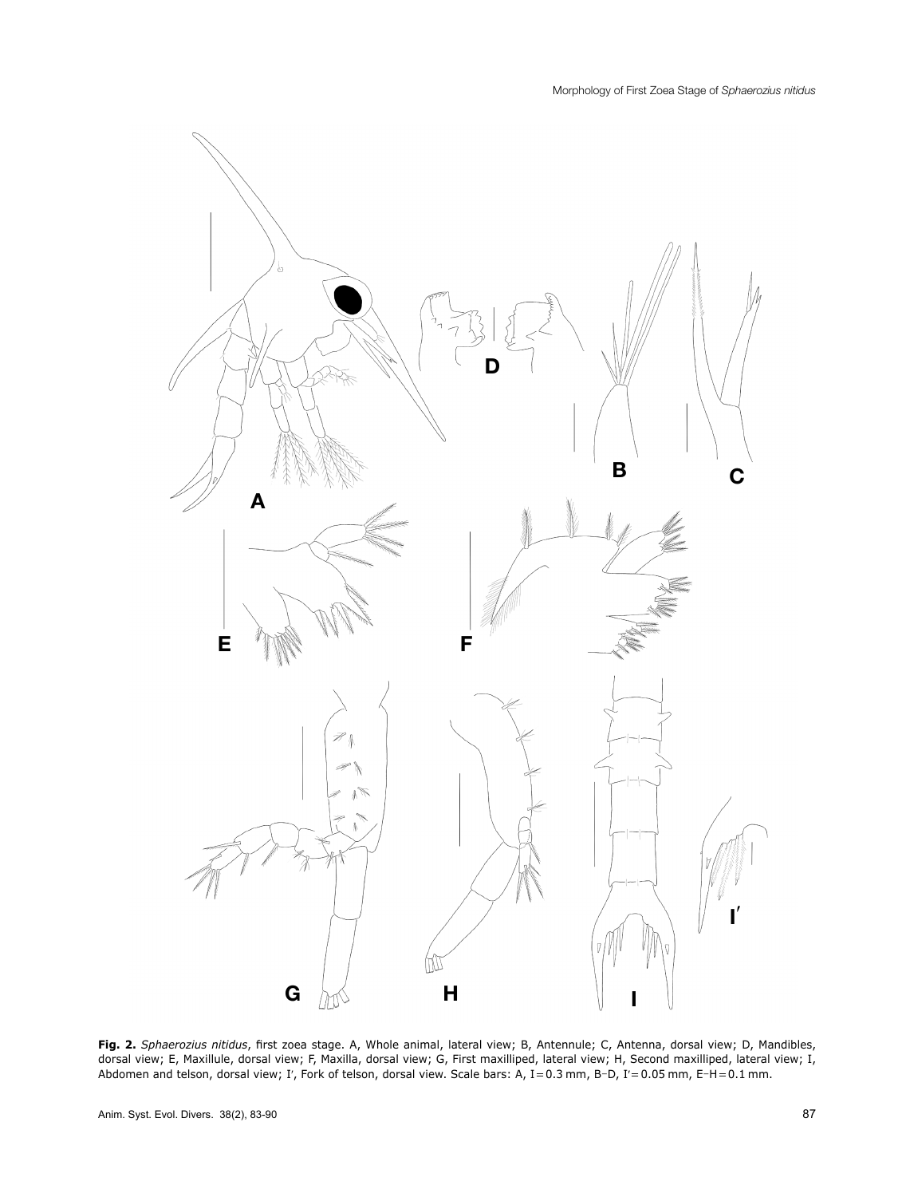**Fig. 2.** *Sphaerozius nitidus*, first zoea stage. A, Whole animal, lateral view; B, Antennule; C, Antenna, dorsal view; D, Mandibles, dorsal view; E, Maxillule, dorsal view; F, Maxilla, dorsal view; G, First maxilliped, lateral view; H, Second maxilliped, lateral view; I, Abdomen and telson, dorsal view; I′, Fork of telson, dorsal view. Scale bars: A, I=0.3 mm, B–D, I′=0.05 mm, E–H=0.1 mm.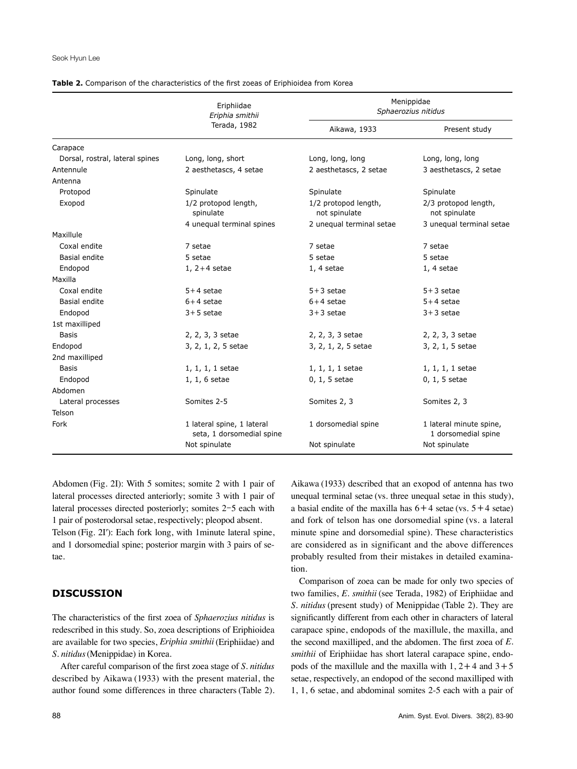**Table 2.** Comparison of the characteristics of the first zoeas of Eriphioidea from Korea

| | Eriphiidae *Eriphia smithii* Terada, 1982 | Menippidae *Sphaerozius nitidus* | |
|---|---|---|---|
| | | Aikawa, 1933 | Present study |
| Carapace | | | |
| Dorsal, rostral, lateral spines | Long, long, short | Long, long, long | Long, long, long |
| Antennule | 2 aesthetascs, 4 setae | 2 aesthetascs, 2 setae | 3 aesthetascs, 2 setae |
| Antenna | | | |
| Protopod | Spinulate | Spinulate | Spinulate |
| Exopod | 1/2 protopod length, spinulate | 1/2 protopod length, not spinulate | 2/3 protopod length, not spinulate |
| | 4 unequal terminal spines | 2 unequal terminal setae | 3 unequal terminal setae |
| Maxillule | | | |
| Coxal endite | 7 setae | 7 setae | 7 setae |
| Basial endite | 5 setae | 5 setae | 5 setae |
| Endopod | 1, 2+4 setae | 1, 4 setae | 1, 4 setae |
| Maxilla | | | |
| Coxal endite | 5+4 setae | 5+3 setae | 5+3 setae |
| Basial endite | 6+4 setae | 6+4 setae | 5+4 setae |
| Endopod | 3+5 setae | 3+3 setae | 3+3 setae |
| 1st maxilliped | | | |
| Basis | 2, 2, 3, 3 setae | 2, 2, 3, 3 setae | 2, 2, 3, 3 setae |
| Endopod | 3, 2, 1, 2, 5 setae | 3, 2, 1, 2, 5 setae | 3, 2, 1, 5 setae |
| 2nd maxilliped | | | |
| Basis | 1, 1, 1, 1 setae | 1, 1, 1, 1 setae | 1, 1, 1, 1 setae |
| Endopod | 1, 1, 6 setae | 0, 1, 5 setae | 0, 1, 5 setae |
| Abdomen | | | |
| Lateral processes | Somites 2-5 | Somites 2, 3 | Somites 2, 3 |
| Telson | | | |
| Fork | 1 lateral spine, 1 lateral seta, 1 dorsomedial spine | 1 dorsomedial spine | 1 lateral minute spine, 1 dorsomedial spine |
| | Not spinulate | Not spinulate | Not spinulate |

Abdomen (Fig. 2I): With 5 somites; somite 2 with 1 pair of lateral processes directed anteriorly; somite 3 with 1 pair of lateral processes directed posteriorly; somites 2–5 each with 1 pair of posterodorsal setae, respectively; pleopod absent.

Telson (Fig. 2I′): Each fork long, with 1minute lateral spine, and 1 dorsomedial spine; posterior margin with 3 pairs of setae.

## DISCUSSION

The characteristics of the first zoea of *Sphaerozius nitidus* is redescribed in this study. So, zoea descriptions of Eriphioidea are available for two species, *Eriphia smithii* (Eriphiidae) and *S. nitidus* (Menippidae) in Korea.

After careful comparison of the first zoea stage of *S. nitidus* described by Aikawa (1933) with the present material, the author found some differences in three characters (Table 2). Aikawa (1933) described that an exopod of antenna has two unequal terminal setae (vs. three unequal setae in this study), a basial endite of the maxilla has 6+4 setae (vs. 5+4 setae) and fork of telson has one dorsomedial spine (vs. a lateral minute spine and dorsomedial spine). These characteristics are considered as in significant and the above differences probably resulted from their mistakes in detailed examination.

Comparison of zoea can be made for only two species of two families, *E. smithii* (see Terada, 1982) of Eriphiidae and *S. nitidus* (present study) of Menippidae (Table 2). They are significantly different from each other in characters of lateral carapace spine, endopods of the maxillule, the maxilla, and the second maxilliped, and the abdomen. The first zoea of *E. smithii* of Eriphiidae has short lateral carapace spine, endopods of the maxillule and the maxilla with 1, 2+4 and 3+5 setae, respectively, an endopod of the second maxilliped with 1, 1, 6 setae, and abdominal somites 2-5 each with a pair of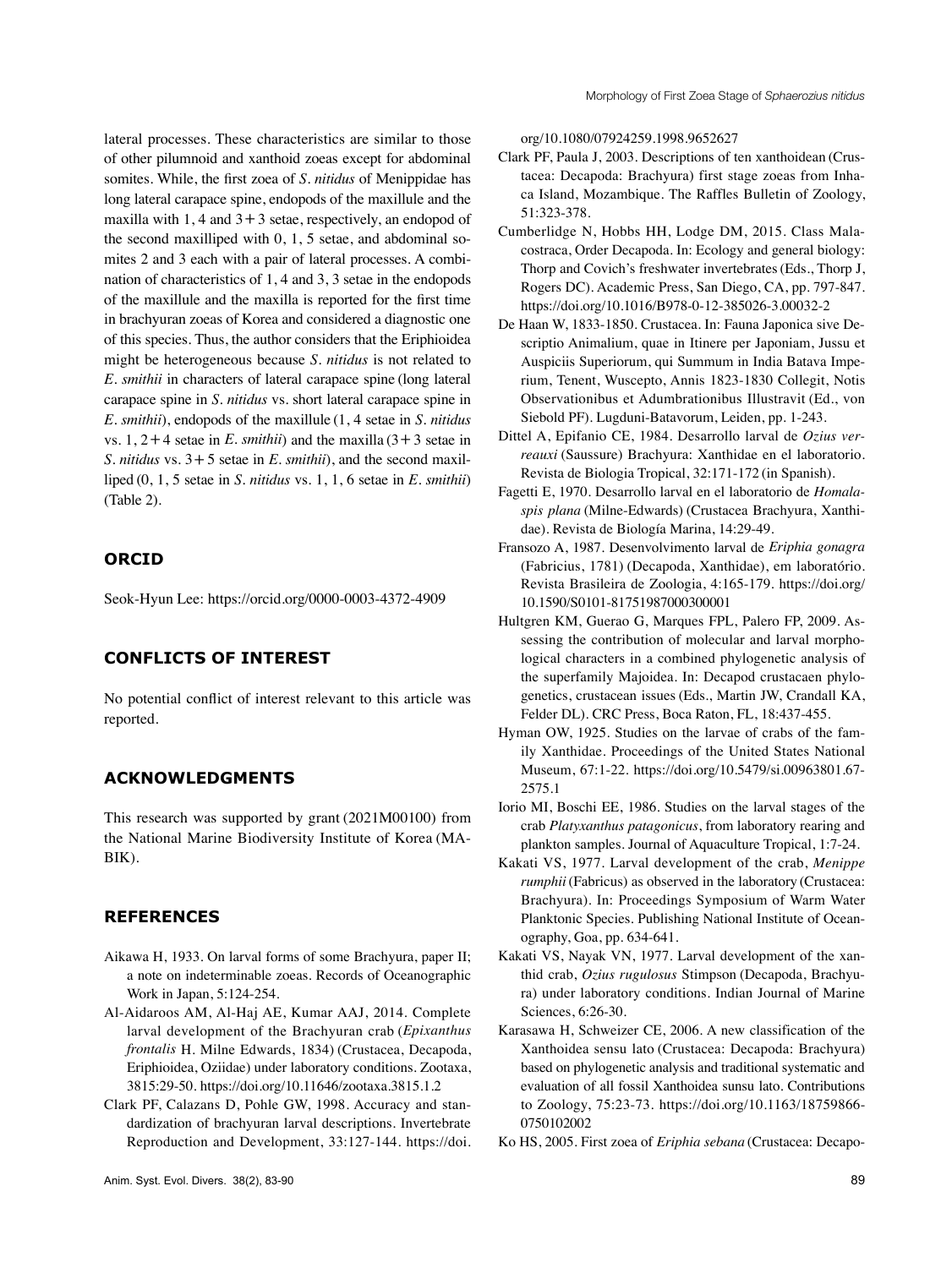lateral processes. These characteristics are similar to those of other pilumnoid and xanthoid zoeas except for abdominal somites. While, the first zoea of *S. nitidus* of Menippidae has long lateral carapace spine, endopods of the maxillule and the maxilla with 1, 4 and 3+3 setae, respectively, an endopod of the second maxilliped with 0, 1, 5 setae, and abdominal somites 2 and 3 each with a pair of lateral processes. A combination of characteristics of 1, 4 and 3, 3 setae in the endopods of the maxillule and the maxilla is reported for the first time in brachyuran zoeas of Korea and considered a diagnostic one of this species. Thus, the author considers that the Eriphioidea might be heterogeneous because *S. nitidus* is not related to *E. smithii* in characters of lateral carapace spine (long lateral carapace spine in *S. nitidus* vs. short lateral carapace spine in *E. smithii*), endopods of the maxillule (1, 4 setae in *S. nitidus* vs. 1, 2+4 setae in *E. smithii*) and the maxilla (3+3 setae in *S. nitidus* vs. 3+5 setae in *E. smithii*), and the second maxilliped (0, 1, 5 setae in *S. nitidus* vs. 1, 1, 6 setae in *E. smithii*) (Table 2).

## ORCID

Seok-Hyun Lee: https://orcid.org/0000-0003-4372-4909

## CONFLICTS OF INTEREST

No potential conflict of interest relevant to this article was reported.

## ACKNOWLEDGMENTS

This research was supported by grant (2021M00100) from the National Marine Biodiversity Institute of Korea (MABIK).

## REFERENCES

- Aikawa H, 1933. On larval forms of some Brachyura, paper II; a note on indeterminable zoeas. Records of Oceanographic Work in Japan, 5:124-254.
- Al-Aidaroos AM, Al-Haj AE, Kumar AAJ, 2014. Complete larval development of the Brachyuran crab (*Epixanthus frontalis* H. Milne Edwards, 1834) (Crustacea, Decapoda, Eriphioidea, Oziidae) under laboratory conditions. Zootaxa, 3815:29-50. https://doi.org/10.11646/zootaxa.3815.1.2
- Clark PF, Calazans D, Pohle GW, 1998. Accuracy and standardization of brachyuran larval descriptions. Invertebrate Reproduction and Development, 33:127-144. https://doi.org/10.1080/07924259.1998.9652627
- Clark PF, Paula J, 2003. Descriptions of ten xanthoidean (Crustacea: Decapoda: Brachyura) first stage zoeas from Inhaca Island, Mozambique. The Raffles Bulletin of Zoology, 51:323-378.
- Cumberlidge N, Hobbs HH, Lodge DM, 2015. Class Malacostraca, Order Decapoda. In: Ecology and general biology: Thorp and Covich's freshwater invertebrates (Eds., Thorp J, Rogers DC). Academic Press, San Diego, CA, pp. 797-847. https://doi.org/10.1016/B978-0-12-385026-3.00032-2
- De Haan W, 1833-1850. Crustacea. In: Fauna Japonica sive Descriptio Animalium, quae in Itinere per Japoniam, Jussu et Auspiciis Superiorum, qui Summum in India Batava Imperium, Tenent, Wuscepto, Annis 1823-1830 Collegit, Notis Observationibus et Adumbrationibus Illustravit (Ed., von Siebold PF). Lugduni-Batavorum, Leiden, pp. 1-243.
- Dittel A, Epifanio CE, 1984. Desarrollo larval de *Ozius verreauxi* (Saussure) Brachyura: Xanthidae en el laboratorio. Revista de Biologia Tropical, 32:171-172 (in Spanish).
- Fagetti E, 1970. Desarrollo larval en el laboratorio de *Homalaspis plana* (Milne-Edwards) (Crustacea Brachyura, Xanthidae). Revista de Biología Marina, 14:29-49.
- Fransozo A, 1987. Desenvolvimento larval de *Eriphia gonagra* (Fabricius, 1781) (Decapoda, Xanthidae), em laboratório. Revista Brasileira de Zoologia, 4:165-179. https://doi.org/10.1590/S0101-81751987000300001
- Hultgren KM, Guerao G, Marques FPL, Palero FP, 2009. Assessing the contribution of molecular and larval morphological characters in a combined phylogenetic analysis of the superfamily Majoidea. In: Decapod crustacaen phylogenetics, crustacean issues (Eds., Martin JW, Crandall KA, Felder DL). CRC Press, Boca Raton, FL, 18:437-455.
- Hyman OW, 1925. Studies on the larvae of crabs of the family Xanthidae. Proceedings of the United States National Museum, 67:1-22. https://doi.org/10.5479/si.00963801.67-2575.1
- Iorio MI, Boschi EE, 1986. Studies on the larval stages of the crab *Platyxanthus patagonicus*, from laboratory rearing and plankton samples. Journal of Aquaculture Tropical, 1:7-24.
- Kakati VS, 1977. Larval development of the crab, *Menippe rumphii* (Fabricus) as observed in the laboratory (Crustacea: Brachyura). In: Proceedings Symposium of Warm Water Planktonic Species. Publishing National Institute of Oceanography, Goa, pp. 634-641.
- Kakati VS, Nayak VN, 1977. Larval development of the xanthid crab, *Ozius rugulosus* Stimpson (Decapoda, Brachyura) under laboratory conditions. Indian Journal of Marine Sciences, 6:26-30.
- Karasawa H, Schweizer CE, 2006. A new classification of the Xanthoidea sensu lato (Crustacea: Decapoda: Brachyura) based on phylogenetic analysis and traditional systematic and evaluation of all fossil Xanthoidea sunsu lato. Contributions to Zoology, 75:23-73. https://doi.org/10.1163/18759866-0750102002
- Ko HS, 2005. First zoea of *Eriphia sebana* (Crustacea: Decapo-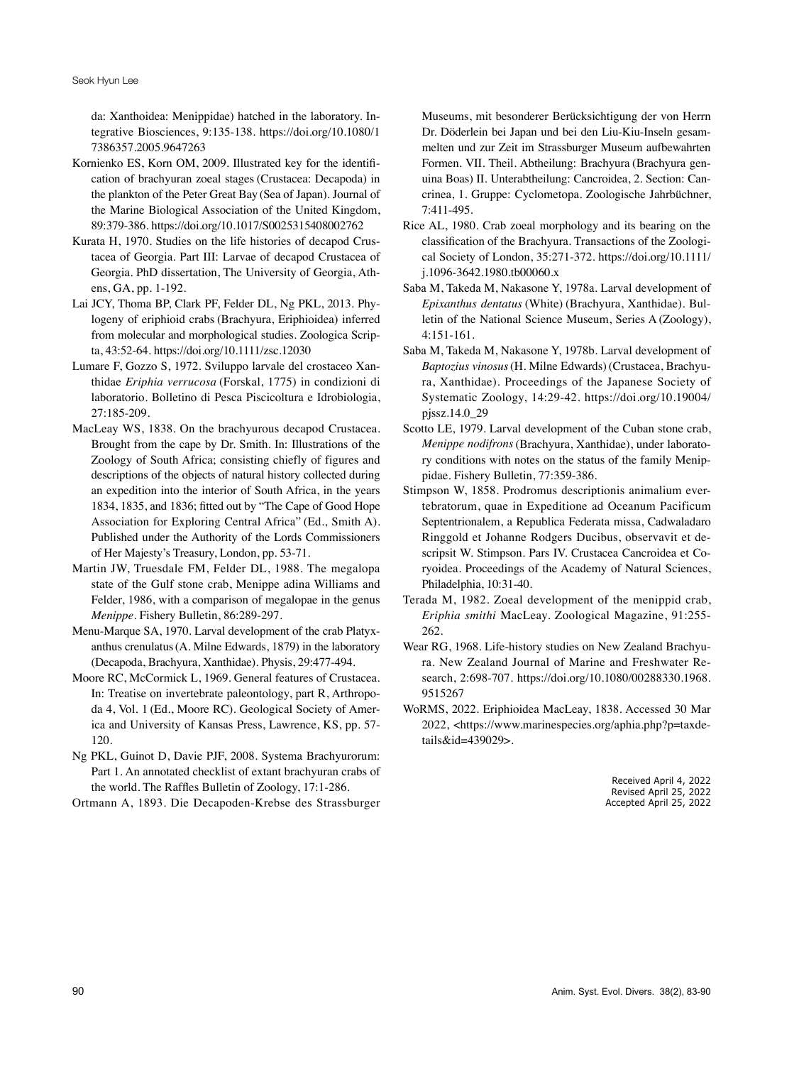da: Xanthoidea: Menippidae) hatched in the laboratory. Integrative Biosciences, 9:135-138. https://doi.org/10.1080/17386357.2005.9647263

Kornienko ES, Korn OM, 2009. Illustrated key for the identification of brachyuran zoeal stages (Crustacea: Decapoda) in the plankton of the Peter Great Bay (Sea of Japan). Journal of the Marine Biological Association of the United Kingdom, 89:379-386. https://doi.org/10.1017/S0025315408002762

Kurata H, 1970. Studies on the life histories of decapod Crustacea of Georgia. Part III: Larvae of decapod Crustacea of Georgia. PhD dissertation, The University of Georgia, Athens, GA, pp. 1-192.

Lai JCY, Thoma BP, Clark PF, Felder DL, Ng PKL, 2013. Phylogeny of eriphioid crabs (Brachyura, Eriphioidea) inferred from molecular and morphological studies. Zoologica Scripta, 43:52-64. https://doi.org/10.1111/zsc.12030

Lumare F, Gozzo S, 1972. Sviluppo larvale del crostaceo Xanthidae *Eriphia verrucosa* (Forskal, 1775) in condizioni di laboratorio. Bolletino di Pesca Piscicoltura e Idrobiologia, 27:185-209.

MacLeay WS, 1838. On the brachyurous decapod Crustacea. Brought from the cape by Dr. Smith. In: Illustrations of the Zoology of South Africa; consisting chiefly of figures and descriptions of the objects of natural history collected during an expedition into the interior of South Africa, in the years 1834, 1835, and 1836; fitted out by "The Cape of Good Hope Association for Exploring Central Africa" (Ed., Smith A). Published under the Authority of the Lords Commissioners of Her Majesty's Treasury, London, pp. 53-71.

Martin JW, Truesdale FM, Felder DL, 1988. The megalopa state of the Gulf stone crab, Menippe adina Williams and Felder, 1986, with a comparison of megalopae in the genus *Menippe*. Fishery Bulletin, 86:289-297.

Menu-Marque SA, 1970. Larval development of the crab Platyxanthus crenulatus (A. Milne Edwards, 1879) in the laboratory (Decapoda, Brachyura, Xanthidae). Physis, 29:477-494.

Moore RC, McCormick L, 1969. General features of Crustacea. In: Treatise on invertebrate paleontology, part R, Arthropoda 4, Vol. 1 (Ed., Moore RC). Geological Society of America and University of Kansas Press, Lawrence, KS, pp. 57-120.

Ng PKL, Guinot D, Davie PJF, 2008. Systema Brachyurorum: Part 1. An annotated checklist of extant brachyuran crabs of the world. The Raffles Bulletin of Zoology, 17:1-286.

Ortmann A, 1893. Die Decapoden-Krebse des Strassburger Museums, mit besonderer Berücksichtigung der von Herrn Dr. Döderlein bei Japan und bei den Liu-Kiu-Inseln gesammelten und zur Zeit im Strassburger Museum aufbewahrten Formen. VII. Theil. Abtheilung: Brachyura (Brachyura genuina Boas) II. Unterabtheilung: Cancroidea, 2. Section: Cancrinea, 1. Gruppe: Cyclometopa. Zoologische Jahrbüchner, 7:411-495.

Rice AL, 1980. Crab zoeal morphology and its bearing on the classification of the Brachyura. Transactions of the Zoological Society of London, 35:271-372. https://doi.org/10.1111/j.1096-3642.1980.tb00060.x

Saba M, Takeda M, Nakasone Y, 1978a. Larval development of *Epixanthus dentatus* (White) (Brachyura, Xanthidae). Bulletin of the National Science Museum, Series A (Zoology), 4:151-161.

Saba M, Takeda M, Nakasone Y, 1978b. Larval development of *Baptozius vinosus* (H. Milne Edwards) (Crustacea, Brachyura, Xanthidae). Proceedings of the Japanese Society of Systematic Zoology, 14:29-42. https://doi.org/10.19004/pjssz.14.0_29

Scotto LE, 1979. Larval development of the Cuban stone crab, *Menippe nodifrons* (Brachyura, Xanthidae), under laboratory conditions with notes on the status of the family Menippidae. Fishery Bulletin, 77:359-386.

Stimpson W, 1858. Prodromus descriptionis animalium evertebratorum, quae in Expeditione ad Oceanum Pacificum Septentrionalem, a Republica Federata missa, Cadwaladaro Ringgold et Johanne Rodgers Ducibus, observavit et descripsit W. Stimpson. Pars IV. Crustacea Cancroidea et Coryoidea. Proceedings of the Academy of Natural Sciences, Philadelphia, 10:31-40.

Terada M, 1982. Zoeal development of the menippid crab, *Eriphia smithi* MacLeay. Zoological Magazine, 91:255-262.

Wear RG, 1968. Life-history studies on New Zealand Brachyura. New Zealand Journal of Marine and Freshwater Research, 2:698-707. https://doi.org/10.1080/00288330.1968.9515267

WoRMS, 2022. Eriphioidea MacLeay, 1838. Accessed 30 Mar 2022, <https://www.marinespecies.org/aphia.php?p=taxdetails&id=439029>.

Received April 4, 2022
Revised April 25, 2022
Accepted April 25, 2022